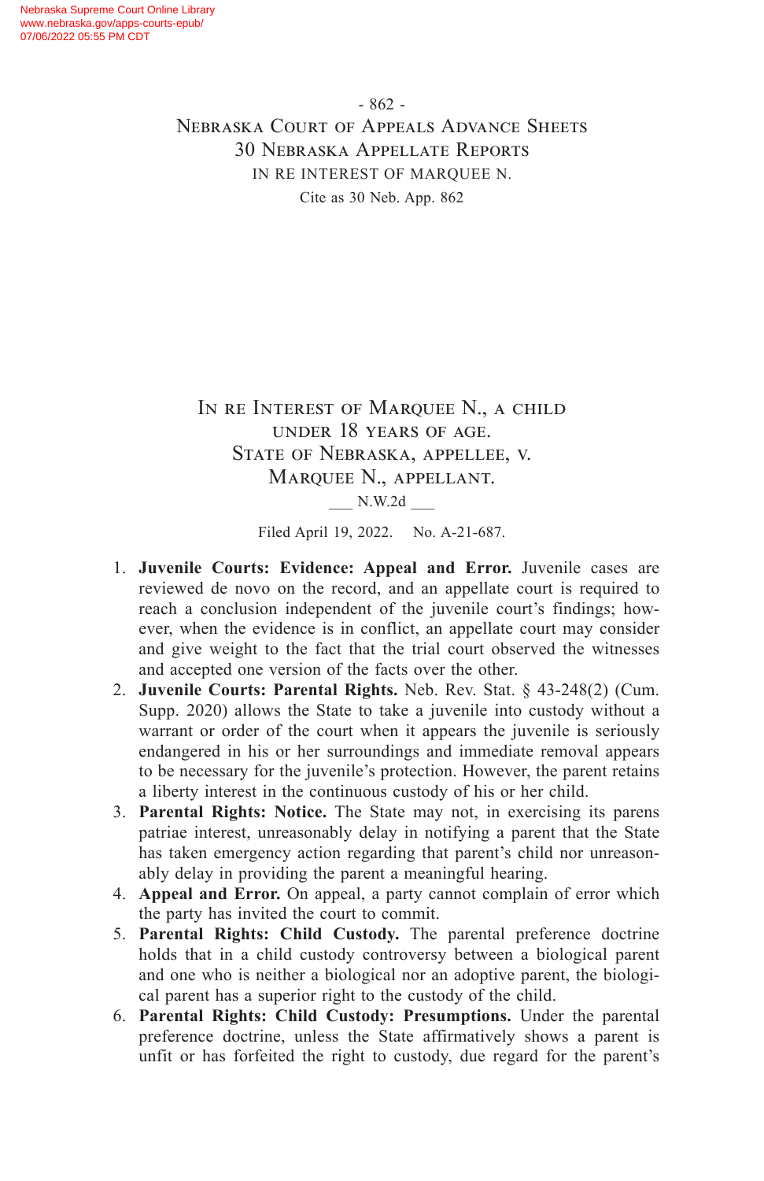In re Interest of Marquee N., a child under 18 years of age.
State of Nebraska, appellee, v.
Marquee N., appellant.

___ N.W.2d ___

Filed April 19, 2022. No. A-21-687.

1. **Juvenile Courts: Evidence: Appeal and Error.** Juvenile cases are reviewed de novo on the record, and an appellate court is required to reach a conclusion independent of the juvenile court's findings; however, when the evidence is in conflict, an appellate court may consider and give weight to the fact that the trial court observed the witnesses and accepted one version of the facts over the other.
2. **Juvenile Courts: Parental Rights.** Neb. Rev. Stat. § 43-248(2) (Cum. Supp. 2020) allows the State to take a juvenile into custody without a warrant or order of the court when it appears the juvenile is seriously endangered in his or her surroundings and immediate removal appears to be necessary for the juvenile's protection. However, the parent retains a liberty interest in the continuous custody of his or her child.
3. **Parental Rights: Notice.** The State may not, in exercising its parens patriae interest, unreasonably delay in notifying a parent that the State has taken emergency action regarding that parent's child nor unreasonably delay in providing the parent a meaningful hearing.
4. **Appeal and Error.** On appeal, a party cannot complain of error which the party has invited the court to commit.
5. **Parental Rights: Child Custody.** The parental preference doctrine holds that in a child custody controversy between a biological parent and one who is neither a biological nor an adoptive parent, the biological parent has a superior right to the custody of the child.
6. **Parental Rights: Child Custody: Presumptions.** Under the parental preference doctrine, unless the State affirmatively shows a parent is unfit or has forfeited the right to custody, due regard for the parent's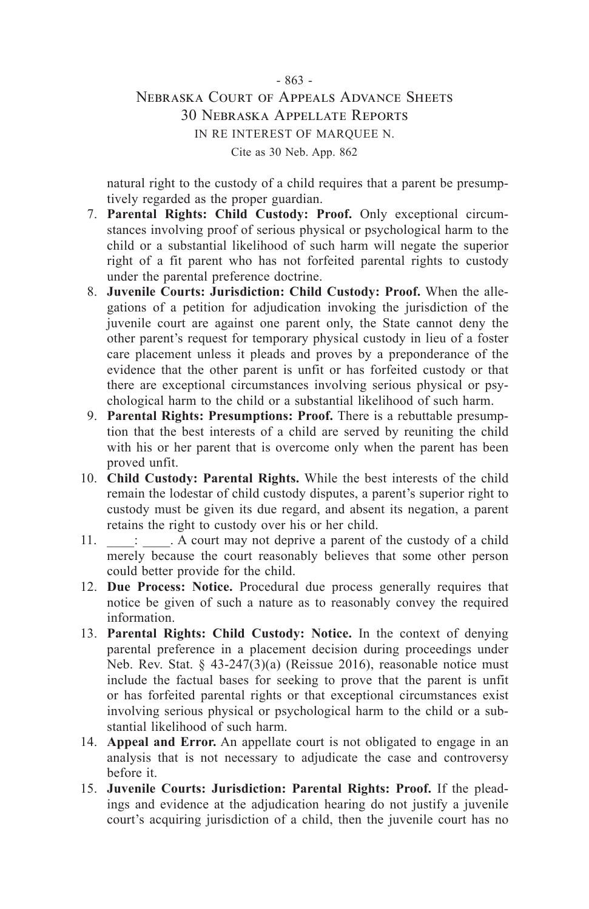natural right to the custody of a child requires that a parent be presumptively regarded as the proper guardian.

7. **Parental Rights: Child Custody: Proof.** Only exceptional circumstances involving proof of serious physical or psychological harm to the child or a substantial likelihood of such harm will negate the superior right of a fit parent who has not forfeited parental rights to custody under the parental preference doctrine.
8. **Juvenile Courts: Jurisdiction: Child Custody: Proof.** When the allegations of a petition for adjudication invoking the jurisdiction of the juvenile court are against one parent only, the State cannot deny the other parent's request for temporary physical custody in lieu of a foster care placement unless it pleads and proves by a preponderance of the evidence that the other parent is unfit or has forfeited custody or that there are exceptional circumstances involving serious physical or psychological harm to the child or a substantial likelihood of such harm.
9. **Parental Rights: Presumptions: Proof.** There is a rebuttable presumption that the best interests of a child are served by reuniting the child with his or her parent that is overcome only when the parent has been proved unfit.
10. **Child Custody: Parental Rights.** While the best interests of the child remain the lodestar of child custody disputes, a parent's superior right to custody must be given its due regard, and absent its negation, a parent retains the right to custody over his or her child.
11. \_\_\_\_: \_\_\_\_. A court may not deprive a parent of the custody of a child merely because the court reasonably believes that some other person could better provide for the child.
12. **Due Process: Notice.** Procedural due process generally requires that notice be given of such a nature as to reasonably convey the required information.
13. **Parental Rights: Child Custody: Notice.** In the context of denying parental preference in a placement decision during proceedings under Neb. Rev. Stat. § 43-247(3)(a) (Reissue 2016), reasonable notice must include the factual bases for seeking to prove that the parent is unfit or has forfeited parental rights or that exceptional circumstances exist involving serious physical or psychological harm to the child or a substantial likelihood of such harm.
14. **Appeal and Error.** An appellate court is not obligated to engage in an analysis that is not necessary to adjudicate the case and controversy before it.
15. **Juvenile Courts: Jurisdiction: Parental Rights: Proof.** If the pleadings and evidence at the adjudication hearing do not justify a juvenile court's acquiring jurisdiction of a child, then the juvenile court has no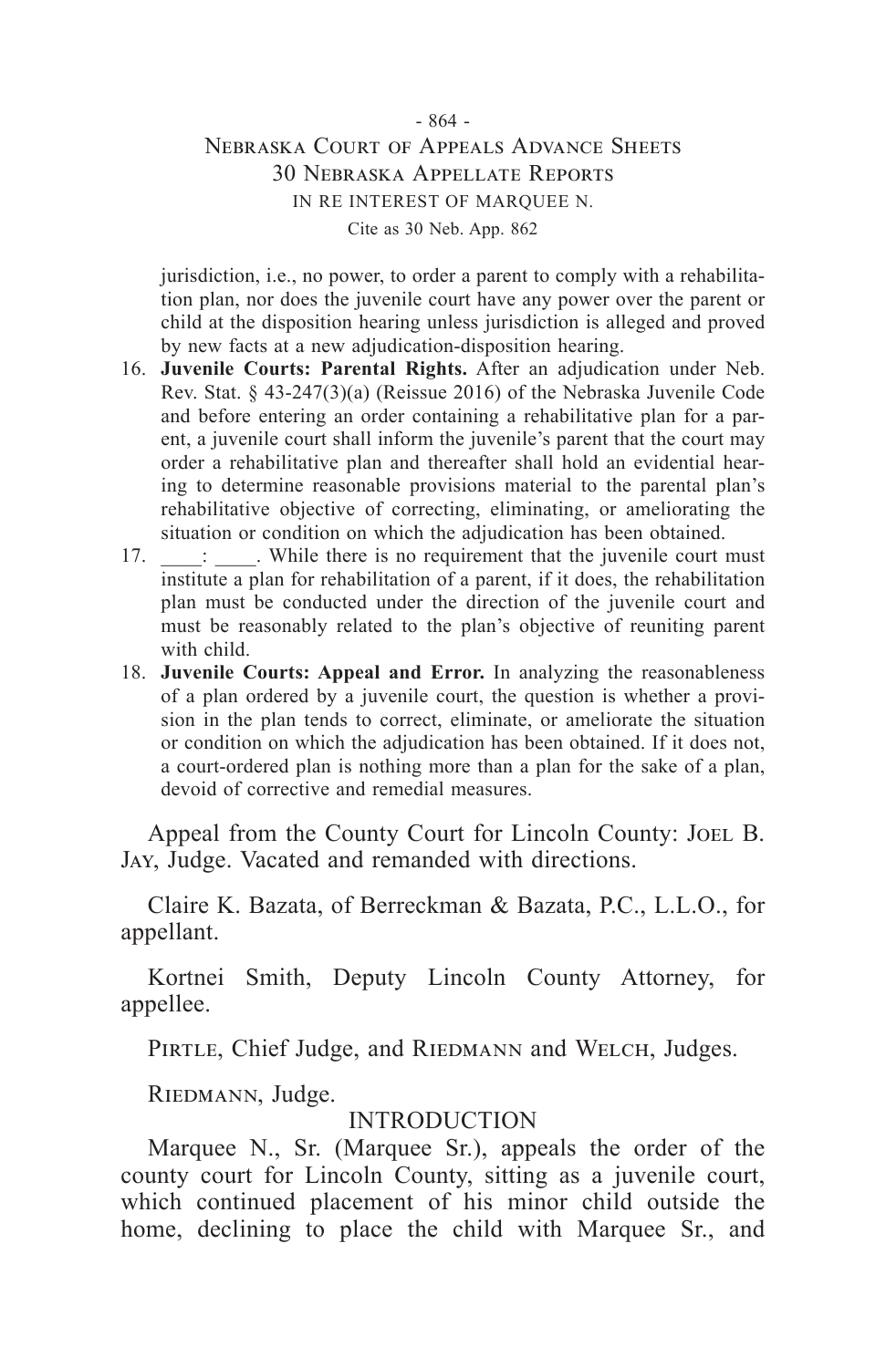jurisdiction, i.e., no power, to order a parent to comply with a rehabilitation plan, nor does the juvenile court have any power over the parent or child at the disposition hearing unless jurisdiction is alleged and proved by new facts at a new adjudication-disposition hearing.

16. **Juvenile Courts: Parental Rights.** After an adjudication under Neb. Rev. Stat. § 43-247(3)(a) (Reissue 2016) of the Nebraska Juvenile Code and before entering an order containing a rehabilitative plan for a parent, a juvenile court shall inform the juvenile's parent that the court may order a rehabilitative plan and thereafter shall hold an evidential hearing to determine reasonable provisions material to the parental plan's rehabilitative objective of correcting, eliminating, or ameliorating the situation or condition on which the adjudication has been obtained.
17. \_\_\_\_: \_\_\_\_. While there is no requirement that the juvenile court must institute a plan for rehabilitation of a parent, if it does, the rehabilitation plan must be conducted under the direction of the juvenile court and must be reasonably related to the plan's objective of reuniting parent with child.
18. **Juvenile Courts: Appeal and Error.** In analyzing the reasonableness of a plan ordered by a juvenile court, the question is whether a provision in the plan tends to correct, eliminate, or ameliorate the situation or condition on which the adjudication has been obtained. If it does not, a court-ordered plan is nothing more than a plan for the sake of a plan, devoid of corrective and remedial measures.

Appeal from the County Court for Lincoln County: Joel B. Jay, Judge. Vacated and remanded with directions.

Claire K. Bazata, of Berreckman & Bazata, P.C., L.L.O., for appellant.

Kortnei Smith, Deputy Lincoln County Attorney, for appellee.

Pirtle, Chief Judge, and Riedmann and Welch, Judges.

Riedmann, Judge.

## INTRODUCTION

Marquee N., Sr. (Marquee Sr.), appeals the order of the county court for Lincoln County, sitting as a juvenile court, which continued placement of his minor child outside the home, declining to place the child with Marquee Sr., and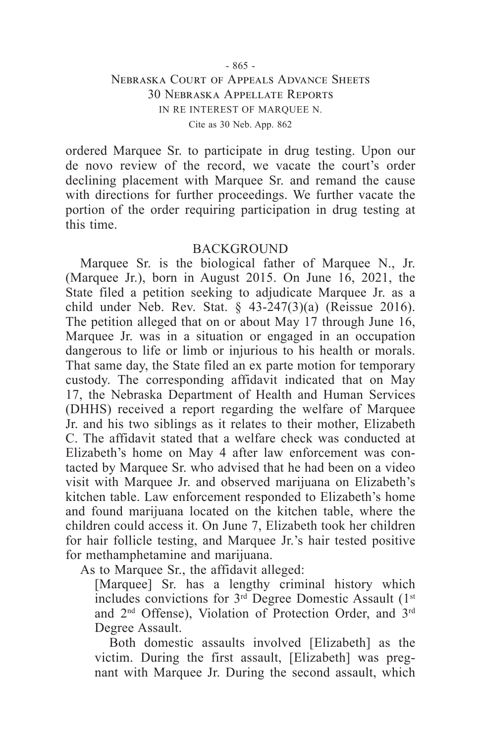ordered Marquee Sr. to participate in drug testing. Upon our de novo review of the record, we vacate the court's order declining placement with Marquee Sr. and remand the cause with directions for further proceedings. We further vacate the portion of the order requiring participation in drug testing at this time.

## BACKGROUND

Marquee Sr. is the biological father of Marquee N., Jr. (Marquee Jr.), born in August 2015. On June 16, 2021, the State filed a petition seeking to adjudicate Marquee Jr. as a child under Neb. Rev. Stat. § 43-247(3)(a) (Reissue 2016). The petition alleged that on or about May 17 through June 16, Marquee Jr. was in a situation or engaged in an occupation dangerous to life or limb or injurious to his health or morals. That same day, the State filed an ex parte motion for temporary custody. The corresponding affidavit indicated that on May 17, the Nebraska Department of Health and Human Services (DHHS) received a report regarding the welfare of Marquee Jr. and his two siblings as it relates to their mother, Elizabeth C. The affidavit stated that a welfare check was conducted at Elizabeth's home on May 4 after law enforcement was contacted by Marquee Sr. who advised that he had been on a video visit with Marquee Jr. and observed marijuana on Elizabeth's kitchen table. Law enforcement responded to Elizabeth's home and found marijuana located on the kitchen table, where the children could access it. On June 7, Elizabeth took her children for hair follicle testing, and Marquee Jr.'s hair tested positive for methamphetamine and marijuana.

As to Marquee Sr., the affidavit alleged:

> [Marquee] Sr. has a lengthy criminal history which includes convictions for 3rd Degree Domestic Assault (1st and 2nd Offense), Violation of Protection Order, and 3rd Degree Assault.
>
> Both domestic assaults involved [Elizabeth] as the victim. During the first assault, [Elizabeth] was pregnant with Marquee Jr. During the second assault, which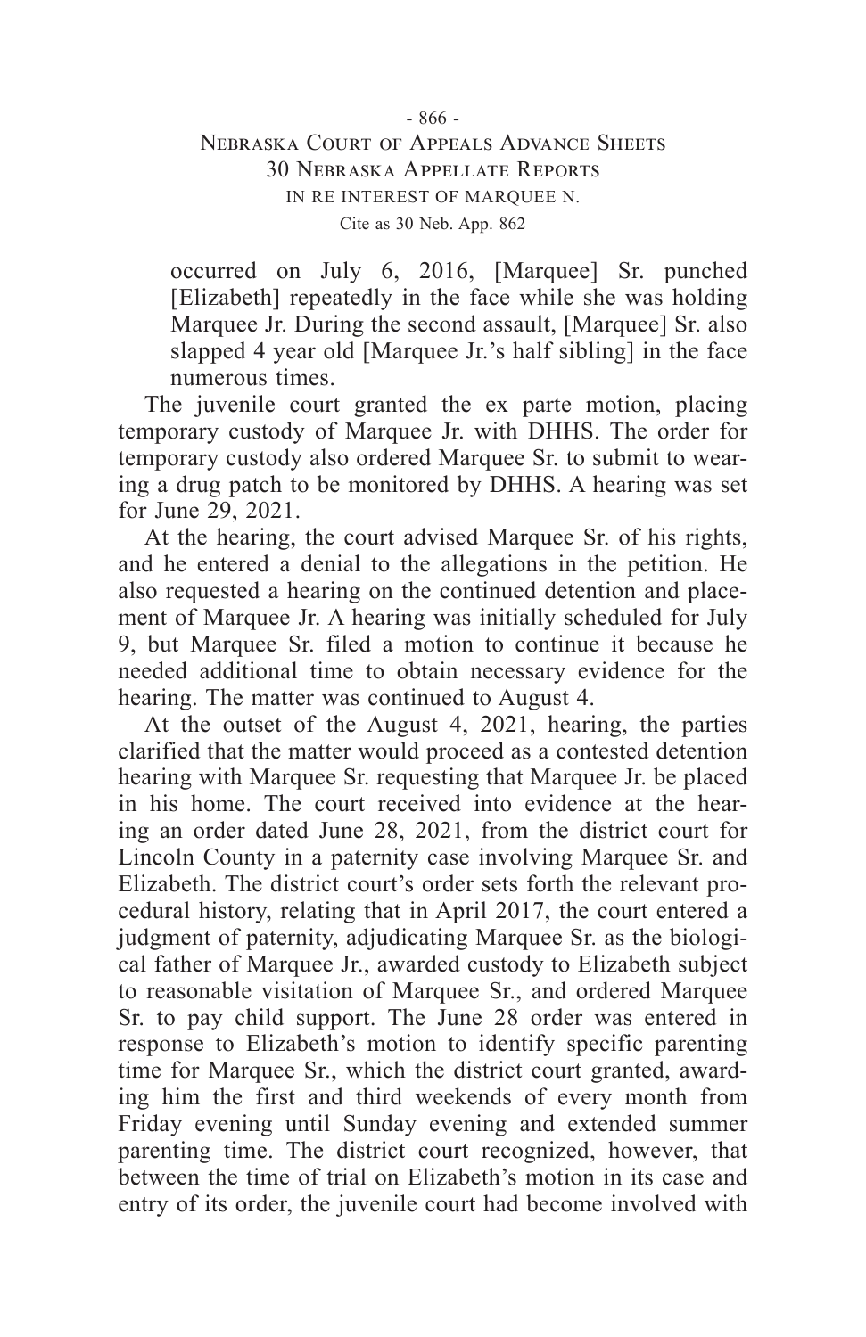occurred on July 6, 2016, [Marquee] Sr. punched [Elizabeth] repeatedly in the face while she was holding Marquee Jr. During the second assault, [Marquee] Sr. also slapped 4 year old [Marquee Jr.'s half sibling] in the face numerous times.

The juvenile court granted the ex parte motion, placing temporary custody of Marquee Jr. with DHHS. The order for temporary custody also ordered Marquee Sr. to submit to wearing a drug patch to be monitored by DHHS. A hearing was set for June 29, 2021.

At the hearing, the court advised Marquee Sr. of his rights, and he entered a denial to the allegations in the petition. He also requested a hearing on the continued detention and placement of Marquee Jr. A hearing was initially scheduled for July 9, but Marquee Sr. filed a motion to continue it because he needed additional time to obtain necessary evidence for the hearing. The matter was continued to August 4.

At the outset of the August 4, 2021, hearing, the parties clarified that the matter would proceed as a contested detention hearing with Marquee Sr. requesting that Marquee Jr. be placed in his home. The court received into evidence at the hearing an order dated June 28, 2021, from the district court for Lincoln County in a paternity case involving Marquee Sr. and Elizabeth. The district court's order sets forth the relevant procedural history, relating that in April 2017, the court entered a judgment of paternity, adjudicating Marquee Sr. as the biological father of Marquee Jr., awarded custody to Elizabeth subject to reasonable visitation of Marquee Sr., and ordered Marquee Sr. to pay child support. The June 28 order was entered in response to Elizabeth's motion to identify specific parenting time for Marquee Sr., which the district court granted, awarding him the first and third weekends of every month from Friday evening until Sunday evening and extended summer parenting time. The district court recognized, however, that between the time of trial on Elizabeth's motion in its case and entry of its order, the juvenile court had become involved with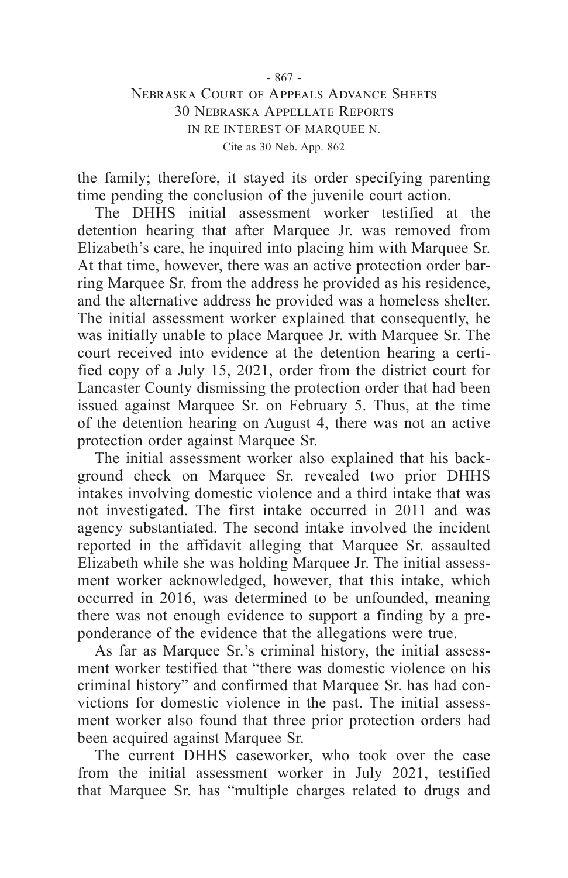the family; therefore, it stayed its order specifying parenting time pending the conclusion of the juvenile court action.

The DHHS initial assessment worker testified at the detention hearing that after Marquee Jr. was removed from Elizabeth's care, he inquired into placing him with Marquee Sr. At that time, however, there was an active protection order barring Marquee Sr. from the address he provided as his residence, and the alternative address he provided was a homeless shelter. The initial assessment worker explained that consequently, he was initially unable to place Marquee Jr. with Marquee Sr. The court received into evidence at the detention hearing a certified copy of a July 15, 2021, order from the district court for Lancaster County dismissing the protection order that had been issued against Marquee Sr. on February 5. Thus, at the time of the detention hearing on August 4, there was not an active protection order against Marquee Sr.

The initial assessment worker also explained that his background check on Marquee Sr. revealed two prior DHHS intakes involving domestic violence and a third intake that was not investigated. The first intake occurred in 2011 and was agency substantiated. The second intake involved the incident reported in the affidavit alleging that Marquee Sr. assaulted Elizabeth while she was holding Marquee Jr. The initial assessment worker acknowledged, however, that this intake, which occurred in 2016, was determined to be unfounded, meaning there was not enough evidence to support a finding by a preponderance of the evidence that the allegations were true.

As far as Marquee Sr.'s criminal history, the initial assessment worker testified that "there was domestic violence on his criminal history" and confirmed that Marquee Sr. has had convictions for domestic violence in the past. The initial assessment worker also found that three prior protection orders had been acquired against Marquee Sr.

The current DHHS caseworker, who took over the case from the initial assessment worker in July 2021, testified that Marquee Sr. has "multiple charges related to drugs and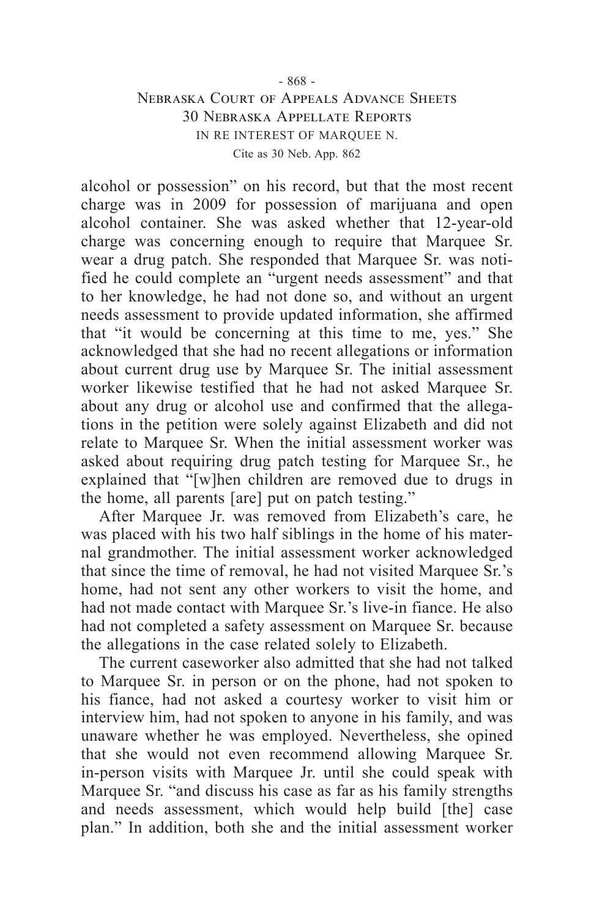alcohol or possession" on his record, but that the most recent charge was in 2009 for possession of marijuana and open alcohol container. She was asked whether that 12-year-old charge was concerning enough to require that Marquee Sr. wear a drug patch. She responded that Marquee Sr. was notified he could complete an "urgent needs assessment" and that to her knowledge, he had not done so, and without an urgent needs assessment to provide updated information, she affirmed that "it would be concerning at this time to me, yes." She acknowledged that she had no recent allegations or information about current drug use by Marquee Sr. The initial assessment worker likewise testified that he had not asked Marquee Sr. about any drug or alcohol use and confirmed that the allegations in the petition were solely against Elizabeth and did not relate to Marquee Sr. When the initial assessment worker was asked about requiring drug patch testing for Marquee Sr., he explained that "[w]hen children are removed due to drugs in the home, all parents [are] put on patch testing."

After Marquee Jr. was removed from Elizabeth's care, he was placed with his two half siblings in the home of his maternal grandmother. The initial assessment worker acknowledged that since the time of removal, he had not visited Marquee Sr.'s home, had not sent any other workers to visit the home, and had not made contact with Marquee Sr.'s live-in fiance. He also had not completed a safety assessment on Marquee Sr. because the allegations in the case related solely to Elizabeth.

The current caseworker also admitted that she had not talked to Marquee Sr. in person or on the phone, had not spoken to his fiance, had not asked a courtesy worker to visit him or interview him, had not spoken to anyone in his family, and was unaware whether he was employed. Nevertheless, she opined that she would not even recommend allowing Marquee Sr. in-person visits with Marquee Jr. until she could speak with Marquee Sr. "and discuss his case as far as his family strengths and needs assessment, which would help build [the] case plan." In addition, both she and the initial assessment worker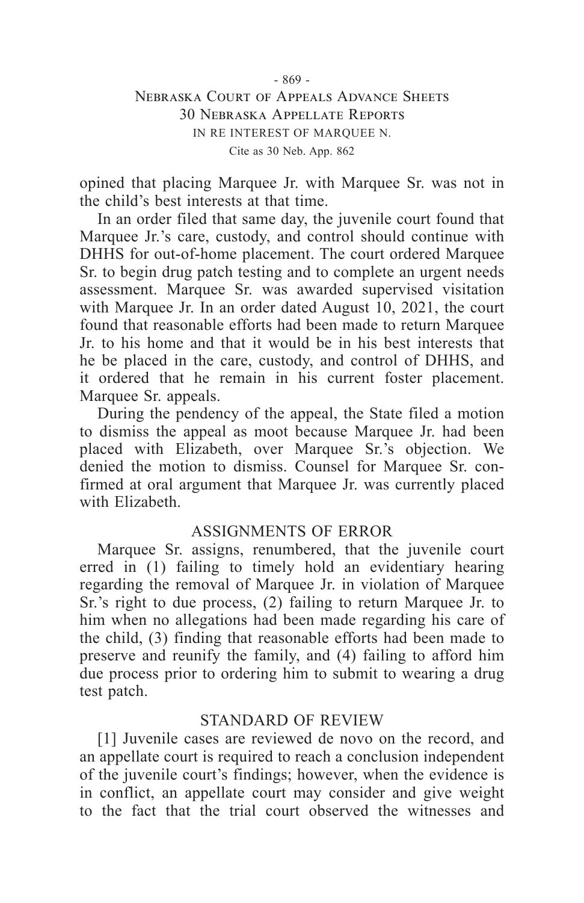opined that placing Marquee Jr. with Marquee Sr. was not in the child's best interests at that time.

In an order filed that same day, the juvenile court found that Marquee Jr.'s care, custody, and control should continue with DHHS for out-of-home placement. The court ordered Marquee Sr. to begin drug patch testing and to complete an urgent needs assessment. Marquee Sr. was awarded supervised visitation with Marquee Jr. In an order dated August 10, 2021, the court found that reasonable efforts had been made to return Marquee Jr. to his home and that it would be in his best interests that he be placed in the care, custody, and control of DHHS, and it ordered that he remain in his current foster placement. Marquee Sr. appeals.

During the pendency of the appeal, the State filed a motion to dismiss the appeal as moot because Marquee Jr. had been placed with Elizabeth, over Marquee Sr.'s objection. We denied the motion to dismiss. Counsel for Marquee Sr. confirmed at oral argument that Marquee Jr. was currently placed with Elizabeth.

## ASSIGNMENTS OF ERROR

Marquee Sr. assigns, renumbered, that the juvenile court erred in (1) failing to timely hold an evidentiary hearing regarding the removal of Marquee Jr. in violation of Marquee Sr.'s right to due process, (2) failing to return Marquee Jr. to him when no allegations had been made regarding his care of the child, (3) finding that reasonable efforts had been made to preserve and reunify the family, and (4) failing to afford him due process prior to ordering him to submit to wearing a drug test patch.

## STANDARD OF REVIEW

[1] Juvenile cases are reviewed de novo on the record, and an appellate court is required to reach a conclusion independent of the juvenile court's findings; however, when the evidence is in conflict, an appellate court may consider and give weight to the fact that the trial court observed the witnesses and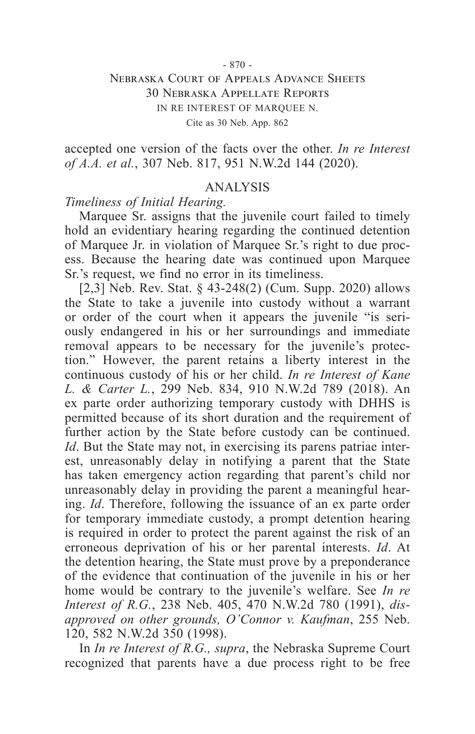accepted one version of the facts over the other. *In re Interest of A.A. et al.*, 307 Neb. 817, 951 N.W.2d 144 (2020).

## ANALYSIS

*Timeliness of Initial Hearing.*

Marquee Sr. assigns that the juvenile court failed to timely hold an evidentiary hearing regarding the continued detention of Marquee Jr. in violation of Marquee Sr.'s right to due process. Because the hearing date was continued upon Marquee Sr.'s request, we find no error in its timeliness.

[2,3] Neb. Rev. Stat. § 43-248(2) (Cum. Supp. 2020) allows the State to take a juvenile into custody without a warrant or order of the court when it appears the juvenile "is seriously endangered in his or her surroundings and immediate removal appears to be necessary for the juvenile's protection." However, the parent retains a liberty interest in the continuous custody of his or her child. *In re Interest of Kane L. & Carter L.*, 299 Neb. 834, 910 N.W.2d 789 (2018). An ex parte order authorizing temporary custody with DHHS is permitted because of its short duration and the requirement of further action by the State before custody can be continued. *Id*. But the State may not, in exercising its parens patriae interest, unreasonably delay in notifying a parent that the State has taken emergency action regarding that parent's child nor unreasonably delay in providing the parent a meaningful hearing. *Id*. Therefore, following the issuance of an ex parte order for temporary immediate custody, a prompt detention hearing is required in order to protect the parent against the risk of an erroneous deprivation of his or her parental interests. *Id*. At the detention hearing, the State must prove by a preponderance of the evidence that continuation of the juvenile in his or her home would be contrary to the juvenile's welfare. See *In re Interest of R.G.*, 238 Neb. 405, 470 N.W.2d 780 (1991), *disapproved on other grounds, O'Connor v. Kaufman*, 255 Neb. 120, 582 N.W.2d 350 (1998).

In *In re Interest of R.G., supra*, the Nebraska Supreme Court recognized that parents have a due process right to be free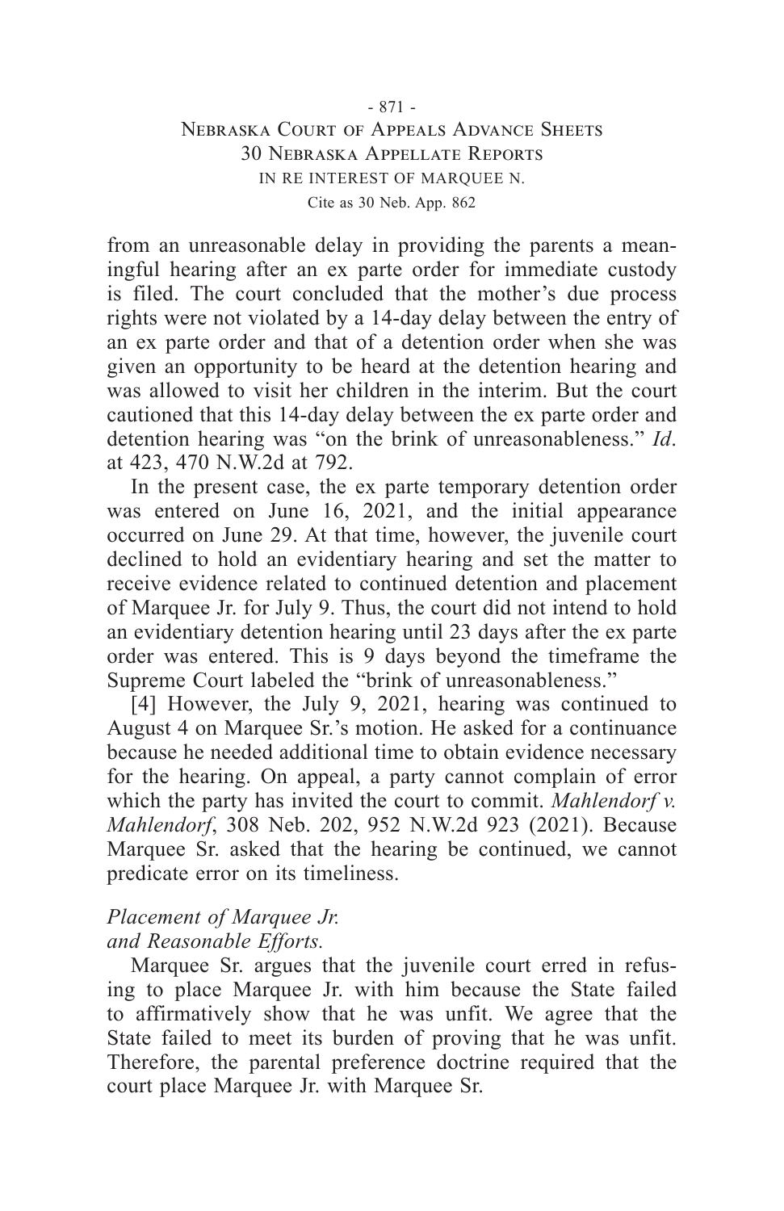from an unreasonable delay in providing the parents a meaningful hearing after an ex parte order for immediate custody is filed. The court concluded that the mother's due process rights were not violated by a 14-day delay between the entry of an ex parte order and that of a detention order when she was given an opportunity to be heard at the detention hearing and was allowed to visit her children in the interim. But the court cautioned that this 14-day delay between the ex parte order and detention hearing was "on the brink of unreasonableness." *Id*. at 423, 470 N.W.2d at 792.

In the present case, the ex parte temporary detention order was entered on June 16, 2021, and the initial appearance occurred on June 29. At that time, however, the juvenile court declined to hold an evidentiary hearing and set the matter to receive evidence related to continued detention and placement of Marquee Jr. for July 9. Thus, the court did not intend to hold an evidentiary detention hearing until 23 days after the ex parte order was entered. This is 9 days beyond the timeframe the Supreme Court labeled the "brink of unreasonableness."

[4] However, the July 9, 2021, hearing was continued to August 4 on Marquee Sr.'s motion. He asked for a continuance because he needed additional time to obtain evidence necessary for the hearing. On appeal, a party cannot complain of error which the party has invited the court to commit. *Mahlendorf v. Mahlendorf*, 308 Neb. 202, 952 N.W.2d 923 (2021). Because Marquee Sr. asked that the hearing be continued, we cannot predicate error on its timeliness.

*Placement of Marquee Jr. and Reasonable Efforts.*

Marquee Sr. argues that the juvenile court erred in refusing to place Marquee Jr. with him because the State failed to affirmatively show that he was unfit. We agree that the State failed to meet its burden of proving that he was unfit. Therefore, the parental preference doctrine required that the court place Marquee Jr. with Marquee Sr.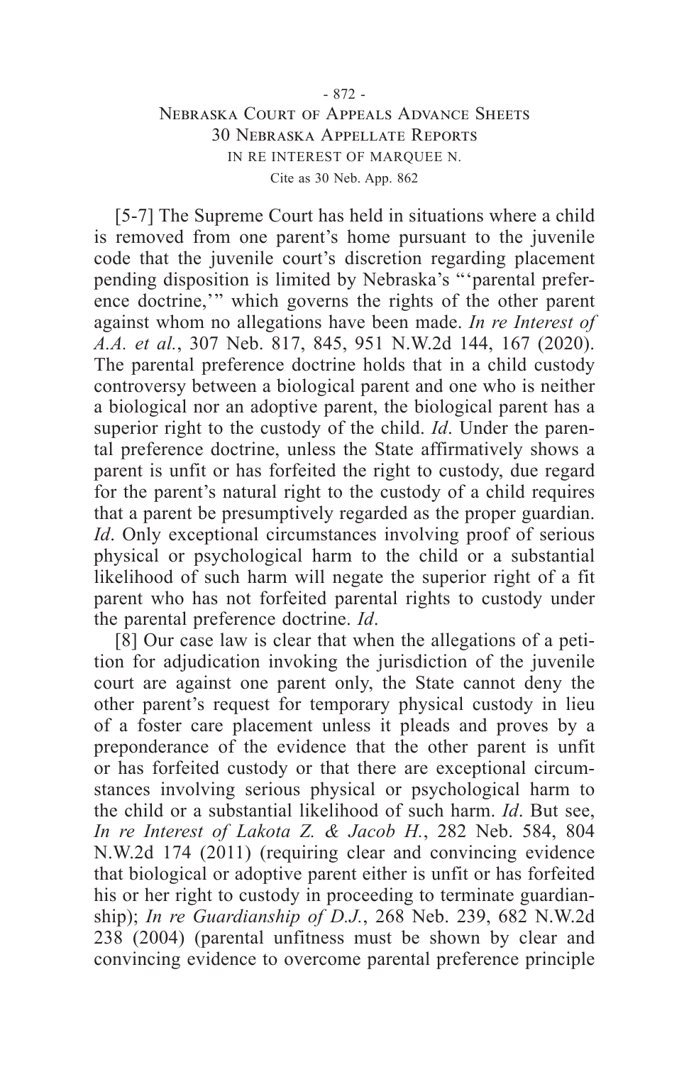[5-7] The Supreme Court has held in situations where a child is removed from one parent's home pursuant to the juvenile code that the juvenile court's discretion regarding placement pending disposition is limited by Nebraska's "'parental preference doctrine,'" which governs the rights of the other parent against whom no allegations have been made. *In re Interest of A.A. et al.*, 307 Neb. 817, 845, 951 N.W.2d 144, 167 (2020). The parental preference doctrine holds that in a child custody controversy between a biological parent and one who is neither a biological nor an adoptive parent, the biological parent has a superior right to the custody of the child. *Id*. Under the parental preference doctrine, unless the State affirmatively shows a parent is unfit or has forfeited the right to custody, due regard for the parent's natural right to the custody of a child requires that a parent be presumptively regarded as the proper guardian. *Id*. Only exceptional circumstances involving proof of serious physical or psychological harm to the child or a substantial likelihood of such harm will negate the superior right of a fit parent who has not forfeited parental rights to custody under the parental preference doctrine. *Id*.

[8] Our case law is clear that when the allegations of a petition for adjudication invoking the jurisdiction of the juvenile court are against one parent only, the State cannot deny the other parent's request for temporary physical custody in lieu of a foster care placement unless it pleads and proves by a preponderance of the evidence that the other parent is unfit or has forfeited custody or that there are exceptional circumstances involving serious physical or psychological harm to the child or a substantial likelihood of such harm. *Id*. But see, *In re Interest of Lakota Z. & Jacob H.*, 282 Neb. 584, 804 N.W.2d 174 (2011) (requiring clear and convincing evidence that biological or adoptive parent either is unfit or has forfeited his or her right to custody in proceeding to terminate guardianship); *In re Guardianship of D.J.*, 268 Neb. 239, 682 N.W.2d 238 (2004) (parental unfitness must be shown by clear and convincing evidence to overcome parental preference principle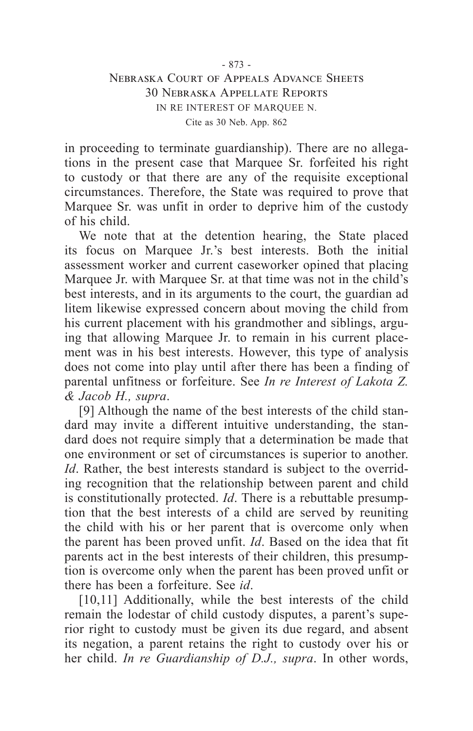in proceeding to terminate guardianship). There are no allegations in the present case that Marquee Sr. forfeited his right to custody or that there are any of the requisite exceptional circumstances. Therefore, the State was required to prove that Marquee Sr. was unfit in order to deprive him of the custody of his child.

We note that at the detention hearing, the State placed its focus on Marquee Jr.'s best interests. Both the initial assessment worker and current caseworker opined that placing Marquee Jr. with Marquee Sr. at that time was not in the child's best interests, and in its arguments to the court, the guardian ad litem likewise expressed concern about moving the child from his current placement with his grandmother and siblings, arguing that allowing Marquee Jr. to remain in his current placement was in his best interests. However, this type of analysis does not come into play until after there has been a finding of parental unfitness or forfeiture. See *In re Interest of Lakota Z. & Jacob H., supra*.

[9] Although the name of the best interests of the child standard may invite a different intuitive understanding, the standard does not require simply that a determination be made that one environment or set of circumstances is superior to another. *Id*. Rather, the best interests standard is subject to the overriding recognition that the relationship between parent and child is constitutionally protected. *Id*. There is a rebuttable presumption that the best interests of a child are served by reuniting the child with his or her parent that is overcome only when the parent has been proved unfit. *Id*. Based on the idea that fit parents act in the best interests of their children, this presumption is overcome only when the parent has been proved unfit or there has been a forfeiture. See *id*.

[10,11] Additionally, while the best interests of the child remain the lodestar of child custody disputes, a parent's superior right to custody must be given its due regard, and absent its negation, a parent retains the right to custody over his or her child. *In re Guardianship of D.J., supra*. In other words,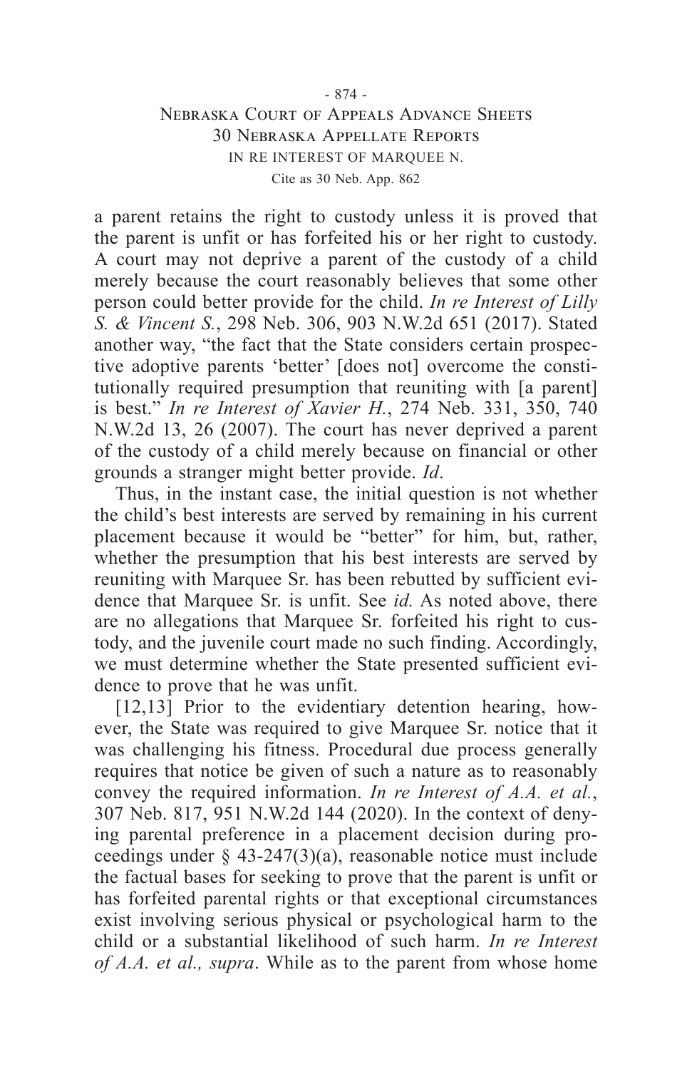a parent retains the right to custody unless it is proved that the parent is unfit or has forfeited his or her right to custody. A court may not deprive a parent of the custody of a child merely because the court reasonably believes that some other person could better provide for the child. *In re Interest of Lilly S. & Vincent S.*, 298 Neb. 306, 903 N.W.2d 651 (2017). Stated another way, "the fact that the State considers certain prospective adoptive parents 'better' [does not] overcome the constitutionally required presumption that reuniting with [a parent] is best." *In re Interest of Xavier H.*, 274 Neb. 331, 350, 740 N.W.2d 13, 26 (2007). The court has never deprived a parent of the custody of a child merely because on financial or other grounds a stranger might better provide. *Id*.

Thus, in the instant case, the initial question is not whether the child's best interests are served by remaining in his current placement because it would be "better" for him, but, rather, whether the presumption that his best interests are served by reuniting with Marquee Sr. has been rebutted by sufficient evidence that Marquee Sr. is unfit. See *id.* As noted above, there are no allegations that Marquee Sr. forfeited his right to custody, and the juvenile court made no such finding. Accordingly, we must determine whether the State presented sufficient evidence to prove that he was unfit.

[12,13] Prior to the evidentiary detention hearing, however, the State was required to give Marquee Sr. notice that it was challenging his fitness. Procedural due process generally requires that notice be given of such a nature as to reasonably convey the required information. *In re Interest of A.A. et al.*, 307 Neb. 817, 951 N.W.2d 144 (2020). In the context of denying parental preference in a placement decision during proceedings under § 43-247(3)(a), reasonable notice must include the factual bases for seeking to prove that the parent is unfit or has forfeited parental rights or that exceptional circumstances exist involving serious physical or psychological harm to the child or a substantial likelihood of such harm. *In re Interest of A.A. et al., supra*. While as to the parent from whose home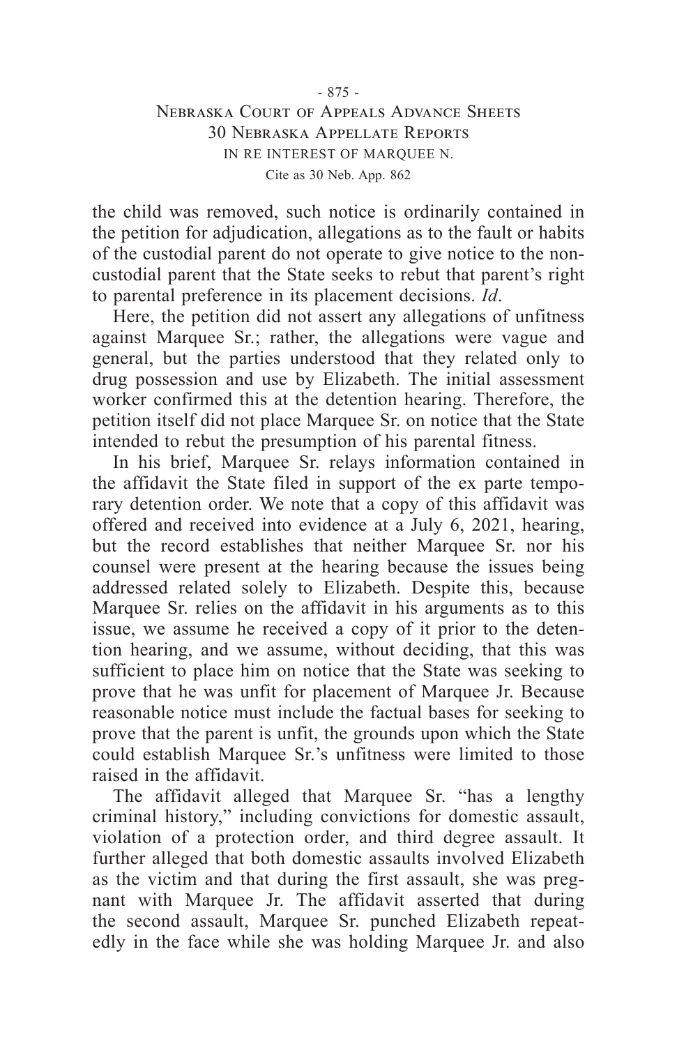the child was removed, such notice is ordinarily contained in the petition for adjudication, allegations as to the fault or habits of the custodial parent do not operate to give notice to the noncustodial parent that the State seeks to rebut that parent's right to parental preference in its placement decisions. *Id*.

Here, the petition did not assert any allegations of unfitness against Marquee Sr.; rather, the allegations were vague and general, but the parties understood that they related only to drug possession and use by Elizabeth. The initial assessment worker confirmed this at the detention hearing. Therefore, the petition itself did not place Marquee Sr. on notice that the State intended to rebut the presumption of his parental fitness.

In his brief, Marquee Sr. relays information contained in the affidavit the State filed in support of the ex parte temporary detention order. We note that a copy of this affidavit was offered and received into evidence at a July 6, 2021, hearing, but the record establishes that neither Marquee Sr. nor his counsel were present at the hearing because the issues being addressed related solely to Elizabeth. Despite this, because Marquee Sr. relies on the affidavit in his arguments as to this issue, we assume he received a copy of it prior to the detention hearing, and we assume, without deciding, that this was sufficient to place him on notice that the State was seeking to prove that he was unfit for placement of Marquee Jr. Because reasonable notice must include the factual bases for seeking to prove that the parent is unfit, the grounds upon which the State could establish Marquee Sr.'s unfitness were limited to those raised in the affidavit.

The affidavit alleged that Marquee Sr. "has a lengthy criminal history," including convictions for domestic assault, violation of a protection order, and third degree assault. It further alleged that both domestic assaults involved Elizabeth as the victim and that during the first assault, she was pregnant with Marquee Jr. The affidavit asserted that during the second assault, Marquee Sr. punched Elizabeth repeatedly in the face while she was holding Marquee Jr. and also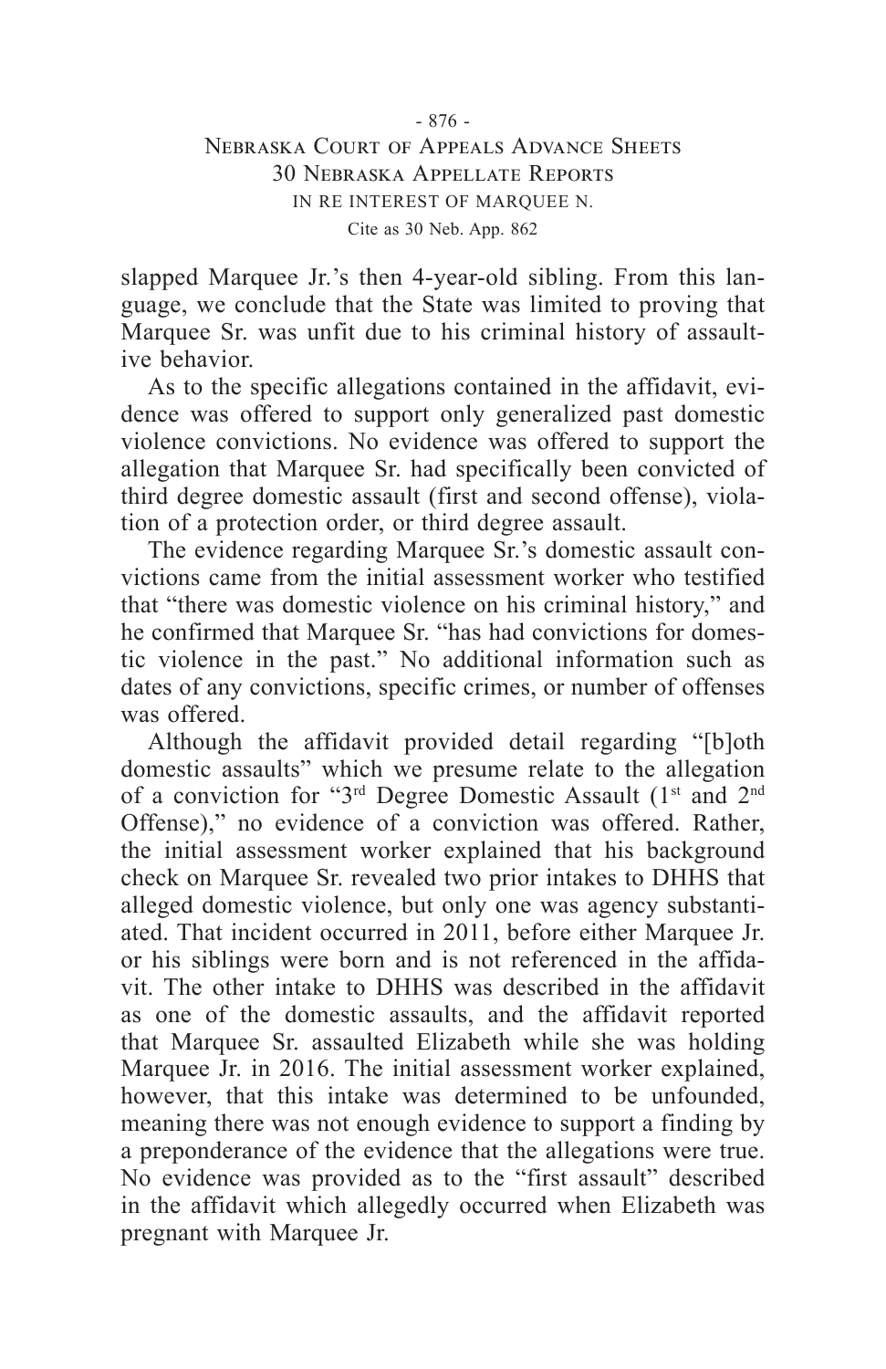slapped Marquee Jr.'s then 4-year-old sibling. From this language, we conclude that the State was limited to proving that Marquee Sr. was unfit due to his criminal history of assaultive behavior.

As to the specific allegations contained in the affidavit, evidence was offered to support only generalized past domestic violence convictions. No evidence was offered to support the allegation that Marquee Sr. had specifically been convicted of third degree domestic assault (first and second offense), violation of a protection order, or third degree assault.

The evidence regarding Marquee Sr.'s domestic assault convictions came from the initial assessment worker who testified that "there was domestic violence on his criminal history," and he confirmed that Marquee Sr. "has had convictions for domestic violence in the past." No additional information such as dates of any convictions, specific crimes, or number of offenses was offered.

Although the affidavit provided detail regarding "[b]oth domestic assaults" which we presume relate to the allegation of a conviction for "3rd Degree Domestic Assault (1st and 2nd Offense)," no evidence of a conviction was offered. Rather, the initial assessment worker explained that his background check on Marquee Sr. revealed two prior intakes to DHHS that alleged domestic violence, but only one was agency substantiated. That incident occurred in 2011, before either Marquee Jr. or his siblings were born and is not referenced in the affidavit. The other intake to DHHS was described in the affidavit as one of the domestic assaults, and the affidavit reported that Marquee Sr. assaulted Elizabeth while she was holding Marquee Jr. in 2016. The initial assessment worker explained, however, that this intake was determined to be unfounded, meaning there was not enough evidence to support a finding by a preponderance of the evidence that the allegations were true. No evidence was provided as to the "first assault" described in the affidavit which allegedly occurred when Elizabeth was pregnant with Marquee Jr.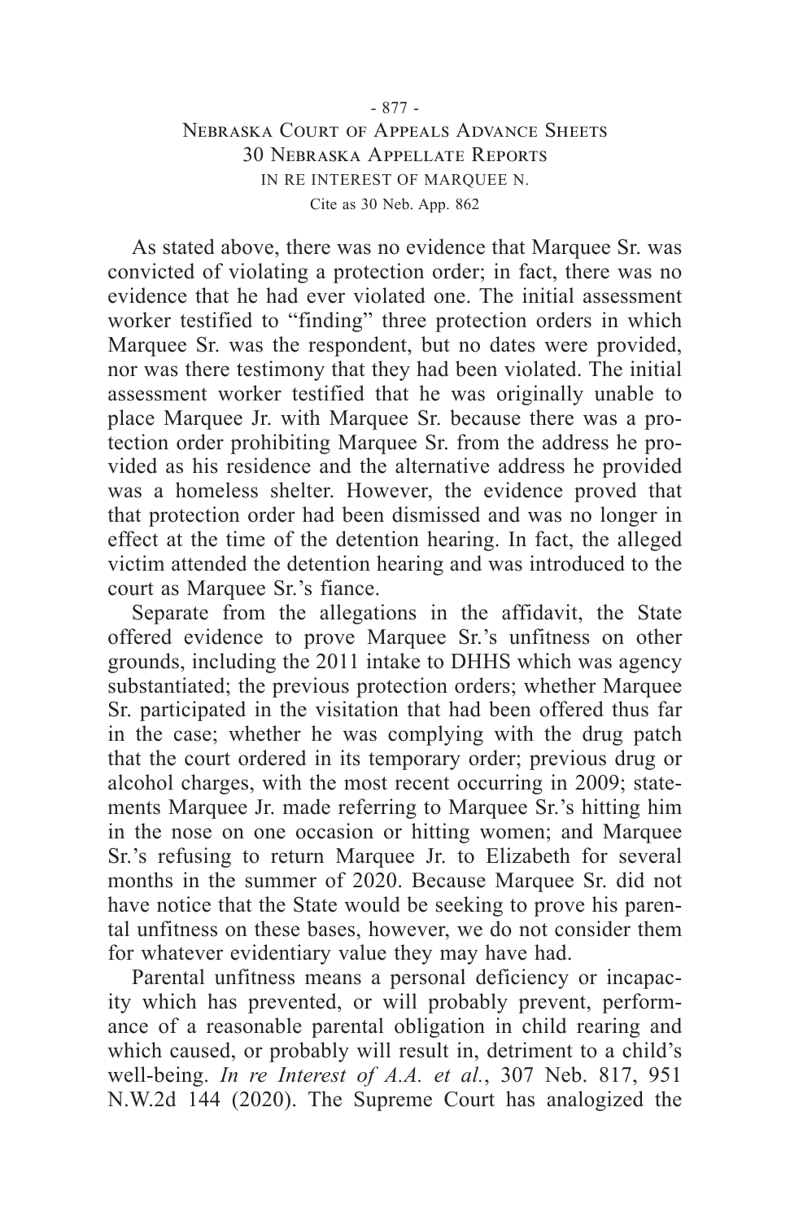As stated above, there was no evidence that Marquee Sr. was convicted of violating a protection order; in fact, there was no evidence that he had ever violated one. The initial assessment worker testified to "finding" three protection orders in which Marquee Sr. was the respondent, but no dates were provided, nor was there testimony that they had been violated. The initial assessment worker testified that he was originally unable to place Marquee Jr. with Marquee Sr. because there was a protection order prohibiting Marquee Sr. from the address he provided as his residence and the alternative address he provided was a homeless shelter. However, the evidence proved that that protection order had been dismissed and was no longer in effect at the time of the detention hearing. In fact, the alleged victim attended the detention hearing and was introduced to the court as Marquee Sr.'s fiance.

Separate from the allegations in the affidavit, the State offered evidence to prove Marquee Sr.'s unfitness on other grounds, including the 2011 intake to DHHS which was agency substantiated; the previous protection orders; whether Marquee Sr. participated in the visitation that had been offered thus far in the case; whether he was complying with the drug patch that the court ordered in its temporary order; previous drug or alcohol charges, with the most recent occurring in 2009; statements Marquee Jr. made referring to Marquee Sr.'s hitting him in the nose on one occasion or hitting women; and Marquee Sr.'s refusing to return Marquee Jr. to Elizabeth for several months in the summer of 2020. Because Marquee Sr. did not have notice that the State would be seeking to prove his parental unfitness on these bases, however, we do not consider them for whatever evidentiary value they may have had.

Parental unfitness means a personal deficiency or incapacity which has prevented, or will probably prevent, performance of a reasonable parental obligation in child rearing and which caused, or probably will result in, detriment to a child's well-being. *In re Interest of A.A. et al.*, 307 Neb. 817, 951 N.W.2d 144 (2020). The Supreme Court has analogized the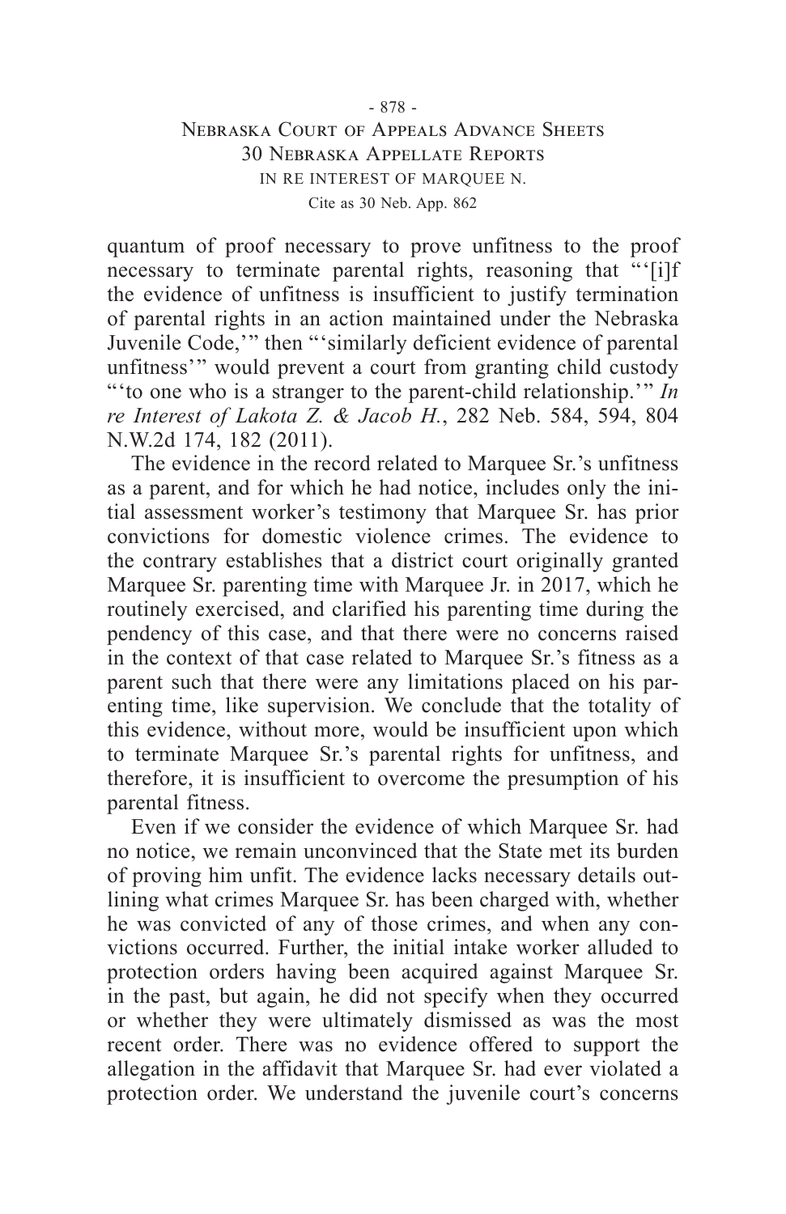quantum of proof necessary to prove unfitness to the proof necessary to terminate parental rights, reasoning that "'[i]f the evidence of unfitness is insufficient to justify termination of parental rights in an action maintained under the Nebraska Juvenile Code,'" then "'similarly deficient evidence of parental unfitness'" would prevent a court from granting child custody "'to one who is a stranger to the parent-child relationship.'" *In re Interest of Lakota Z. & Jacob H.*, 282 Neb. 584, 594, 804 N.W.2d 174, 182 (2011).

The evidence in the record related to Marquee Sr.'s unfitness as a parent, and for which he had notice, includes only the initial assessment worker's testimony that Marquee Sr. has prior convictions for domestic violence crimes. The evidence to the contrary establishes that a district court originally granted Marquee Sr. parenting time with Marquee Jr. in 2017, which he routinely exercised, and clarified his parenting time during the pendency of this case, and that there were no concerns raised in the context of that case related to Marquee Sr.'s fitness as a parent such that there were any limitations placed on his parenting time, like supervision. We conclude that the totality of this evidence, without more, would be insufficient upon which to terminate Marquee Sr.'s parental rights for unfitness, and therefore, it is insufficient to overcome the presumption of his parental fitness.

Even if we consider the evidence of which Marquee Sr. had no notice, we remain unconvinced that the State met its burden of proving him unfit. The evidence lacks necessary details outlining what crimes Marquee Sr. has been charged with, whether he was convicted of any of those crimes, and when any convictions occurred. Further, the initial intake worker alluded to protection orders having been acquired against Marquee Sr. in the past, but again, he did not specify when they occurred or whether they were ultimately dismissed as was the most recent order. There was no evidence offered to support the allegation in the affidavit that Marquee Sr. had ever violated a protection order. We understand the juvenile court's concerns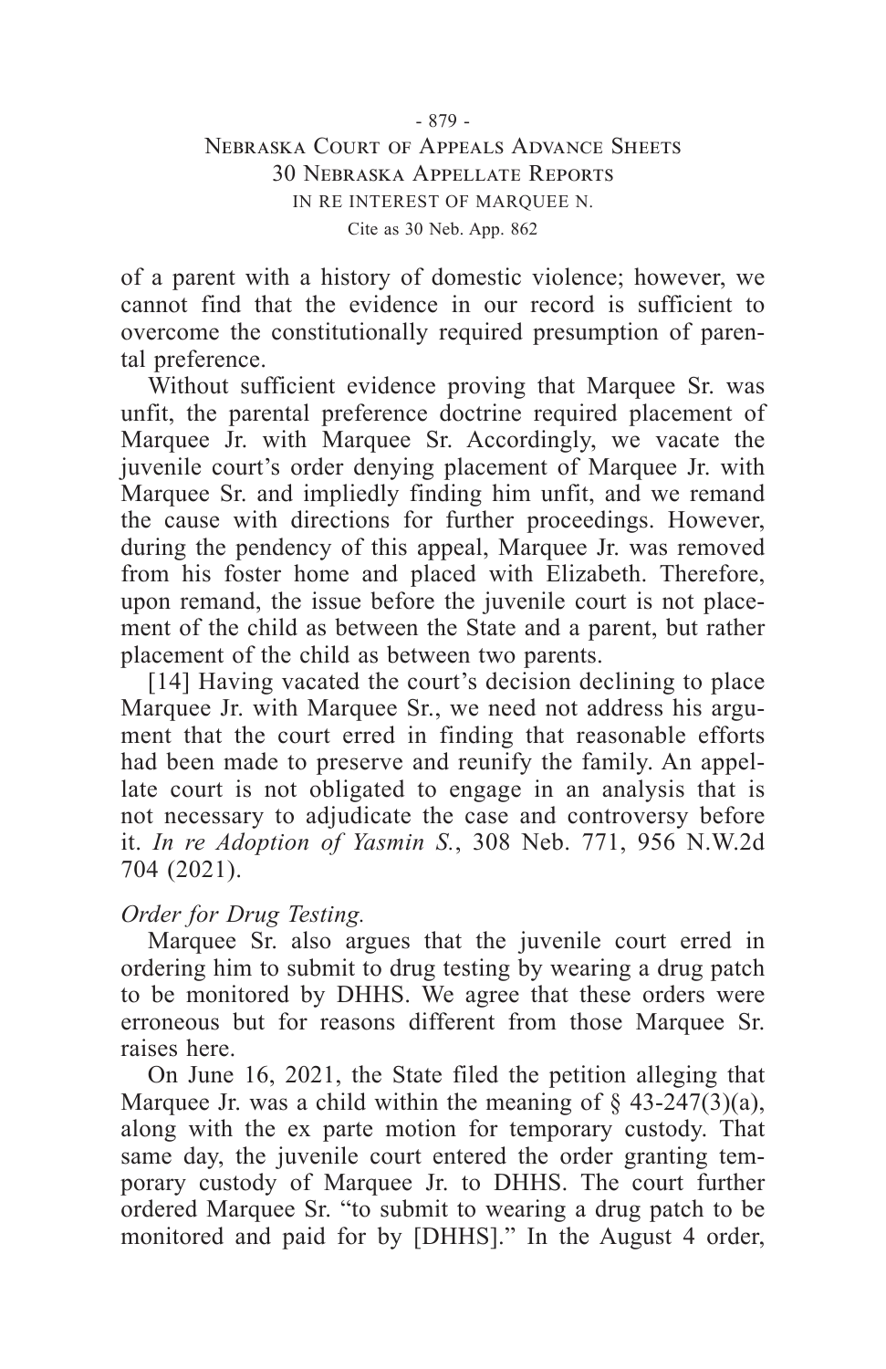of a parent with a history of domestic violence; however, we cannot find that the evidence in our record is sufficient to overcome the constitutionally required presumption of parental preference.

Without sufficient evidence proving that Marquee Sr. was unfit, the parental preference doctrine required placement of Marquee Jr. with Marquee Sr. Accordingly, we vacate the juvenile court's order denying placement of Marquee Jr. with Marquee Sr. and impliedly finding him unfit, and we remand the cause with directions for further proceedings. However, during the pendency of this appeal, Marquee Jr. was removed from his foster home and placed with Elizabeth. Therefore, upon remand, the issue before the juvenile court is not placement of the child as between the State and a parent, but rather placement of the child as between two parents.

[14] Having vacated the court's decision declining to place Marquee Jr. with Marquee Sr., we need not address his argument that the court erred in finding that reasonable efforts had been made to preserve and reunify the family. An appellate court is not obligated to engage in an analysis that is not necessary to adjudicate the case and controversy before it. *In re Adoption of Yasmin S.*, 308 Neb. 771, 956 N.W.2d 704 (2021).

*Order for Drug Testing.*

Marquee Sr. also argues that the juvenile court erred in ordering him to submit to drug testing by wearing a drug patch to be monitored by DHHS. We agree that these orders were erroneous but for reasons different from those Marquee Sr. raises here.

On June 16, 2021, the State filed the petition alleging that Marquee Jr. was a child within the meaning of § 43-247(3)(a), along with the ex parte motion for temporary custody. That same day, the juvenile court entered the order granting temporary custody of Marquee Jr. to DHHS. The court further ordered Marquee Sr. "to submit to wearing a drug patch to be monitored and paid for by [DHHS]." In the August 4 order,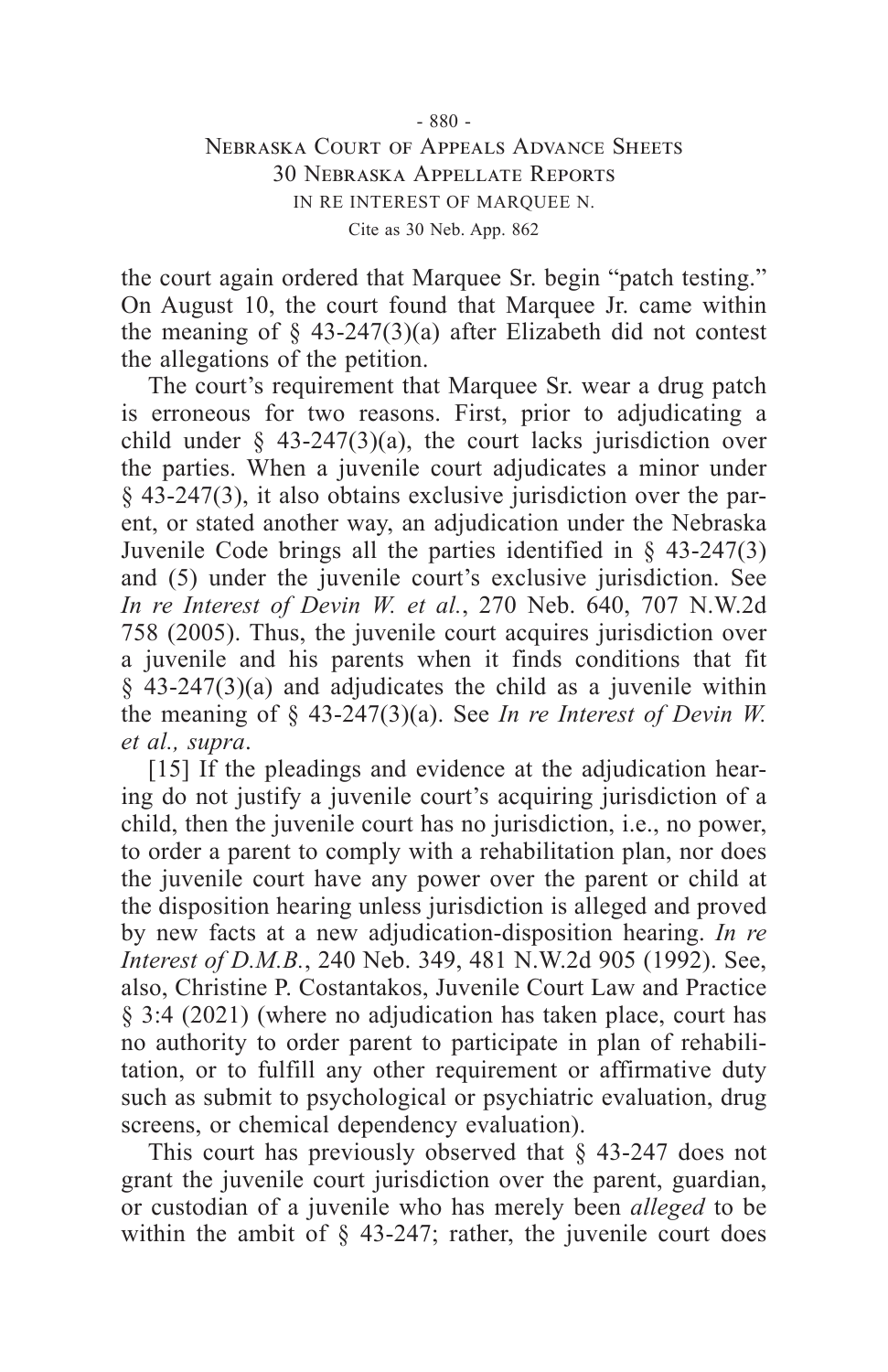the court again ordered that Marquee Sr. begin "patch testing." On August 10, the court found that Marquee Jr. came within the meaning of § 43-247(3)(a) after Elizabeth did not contest the allegations of the petition.

The court's requirement that Marquee Sr. wear a drug patch is erroneous for two reasons. First, prior to adjudicating a child under § 43-247(3)(a), the court lacks jurisdiction over the parties. When a juvenile court adjudicates a minor under § 43-247(3), it also obtains exclusive jurisdiction over the parent, or stated another way, an adjudication under the Nebraska Juvenile Code brings all the parties identified in § 43-247(3) and (5) under the juvenile court's exclusive jurisdiction. See *In re Interest of Devin W. et al.*, 270 Neb. 640, 707 N.W.2d 758 (2005). Thus, the juvenile court acquires jurisdiction over a juvenile and his parents when it finds conditions that fit § 43-247(3)(a) and adjudicates the child as a juvenile within the meaning of § 43-247(3)(a). See *In re Interest of Devin W. et al., supra*.

[15] If the pleadings and evidence at the adjudication hearing do not justify a juvenile court's acquiring jurisdiction of a child, then the juvenile court has no jurisdiction, i.e., no power, to order a parent to comply with a rehabilitation plan, nor does the juvenile court have any power over the parent or child at the disposition hearing unless jurisdiction is alleged and proved by new facts at a new adjudication-disposition hearing. *In re Interest of D.M.B.*, 240 Neb. 349, 481 N.W.2d 905 (1992). See, also, Christine P. Costantakos, Juvenile Court Law and Practice § 3:4 (2021) (where no adjudication has taken place, court has no authority to order parent to participate in plan of rehabilitation, or to fulfill any other requirement or affirmative duty such as submit to psychological or psychiatric evaluation, drug screens, or chemical dependency evaluation).

This court has previously observed that § 43-247 does not grant the juvenile court jurisdiction over the parent, guardian, or custodian of a juvenile who has merely been *alleged* to be within the ambit of § 43-247; rather, the juvenile court does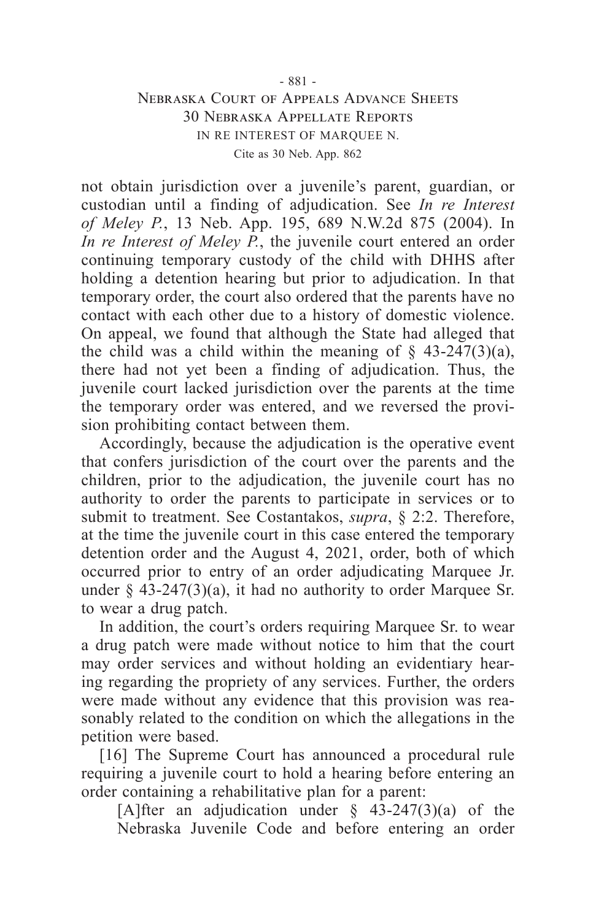not obtain jurisdiction over a juvenile's parent, guardian, or custodian until a finding of adjudication. See *In re Interest of Meley P.*, 13 Neb. App. 195, 689 N.W.2d 875 (2004). In *In re Interest of Meley P.*, the juvenile court entered an order continuing temporary custody of the child with DHHS after holding a detention hearing but prior to adjudication. In that temporary order, the court also ordered that the parents have no contact with each other due to a history of domestic violence. On appeal, we found that although the State had alleged that the child was a child within the meaning of § 43-247(3)(a), there had not yet been a finding of adjudication. Thus, the juvenile court lacked jurisdiction over the parents at the time the temporary order was entered, and we reversed the provision prohibiting contact between them.

Accordingly, because the adjudication is the operative event that confers jurisdiction of the court over the parents and the children, prior to the adjudication, the juvenile court has no authority to order the parents to participate in services or to submit to treatment. See Costantakos, *supra*, § 2:2. Therefore, at the time the juvenile court in this case entered the temporary detention order and the August 4, 2021, order, both of which occurred prior to entry of an order adjudicating Marquee Jr. under § 43-247(3)(a), it had no authority to order Marquee Sr. to wear a drug patch.

In addition, the court's orders requiring Marquee Sr. to wear a drug patch were made without notice to him that the court may order services and without holding an evidentiary hearing regarding the propriety of any services. Further, the orders were made without any evidence that this provision was reasonably related to the condition on which the allegations in the petition were based.

[16] The Supreme Court has announced a procedural rule requiring a juvenile court to hold a hearing before entering an order containing a rehabilitative plan for a parent:

> [A]fter an adjudication under § 43-247(3)(a) of the Nebraska Juvenile Code and before entering an order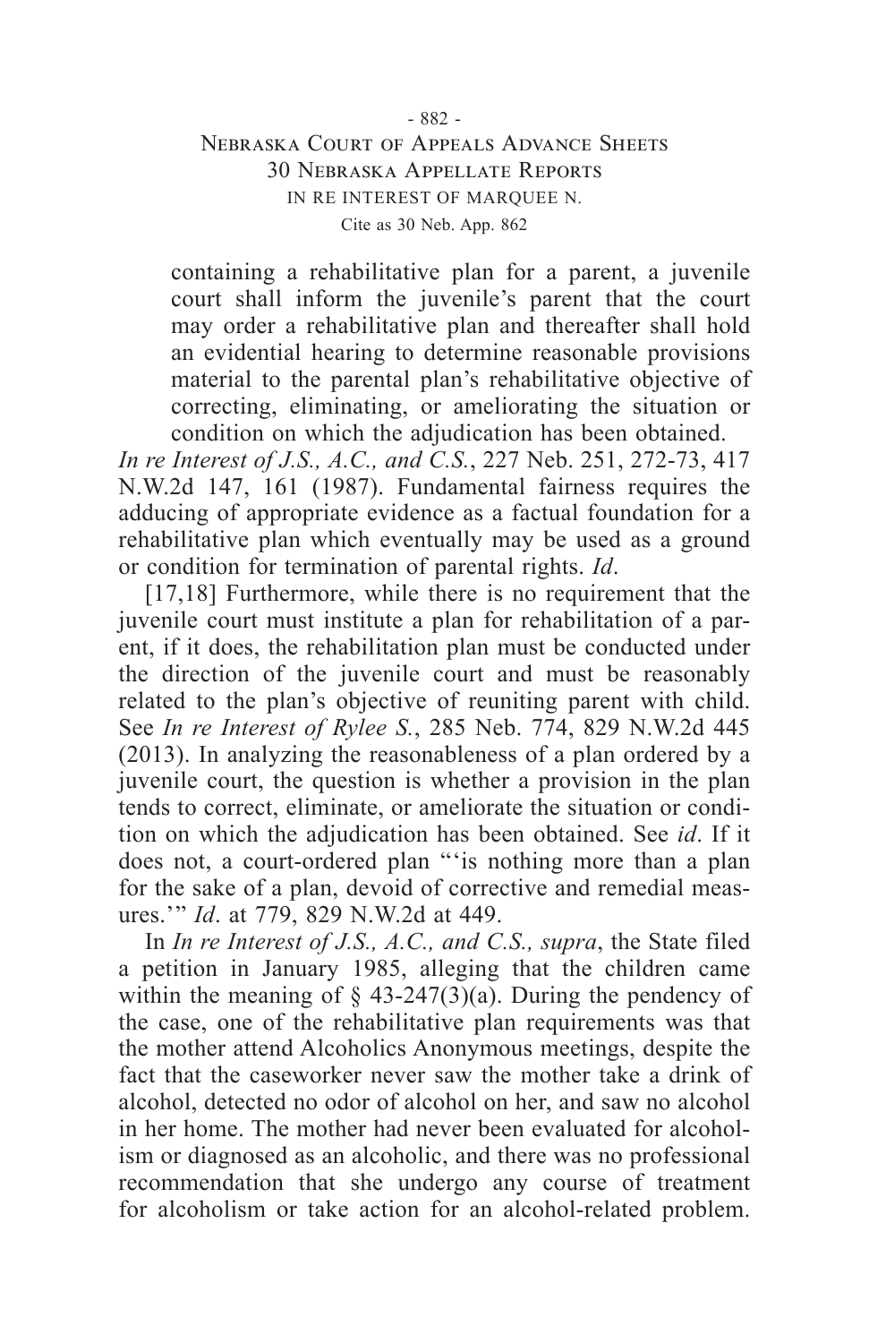> containing a rehabilitative plan for a parent, a juvenile court shall inform the juvenile's parent that the court may order a rehabilitative plan and thereafter shall hold an evidential hearing to determine reasonable provisions material to the parental plan's rehabilitative objective of correcting, eliminating, or ameliorating the situation or condition on which the adjudication has been obtained.

*In re Interest of J.S., A.C., and C.S.*, 227 Neb. 251, 272-73, 417 N.W.2d 147, 161 (1987). Fundamental fairness requires the adducing of appropriate evidence as a factual foundation for a rehabilitative plan which eventually may be used as a ground or condition for termination of parental rights. *Id*.

[17,18] Furthermore, while there is no requirement that the juvenile court must institute a plan for rehabilitation of a parent, if it does, the rehabilitation plan must be conducted under the direction of the juvenile court and must be reasonably related to the plan's objective of reuniting parent with child. See *In re Interest of Rylee S.*, 285 Neb. 774, 829 N.W.2d 445 (2013). In analyzing the reasonableness of a plan ordered by a juvenile court, the question is whether a provision in the plan tends to correct, eliminate, or ameliorate the situation or condition on which the adjudication has been obtained. See *id*. If it does not, a court-ordered plan "'is nothing more than a plan for the sake of a plan, devoid of corrective and remedial measures.'" *Id*. at 779, 829 N.W.2d at 449.

In *In re Interest of J.S., A.C., and C.S., supra*, the State filed a petition in January 1985, alleging that the children came within the meaning of § 43-247(3)(a). During the pendency of the case, one of the rehabilitative plan requirements was that the mother attend Alcoholics Anonymous meetings, despite the fact that the caseworker never saw the mother take a drink of alcohol, detected no odor of alcohol on her, and saw no alcohol in her home. The mother had never been evaluated for alcoholism or diagnosed as an alcoholic, and there was no professional recommendation that she undergo any course of treatment for alcoholism or take action for an alcohol-related problem.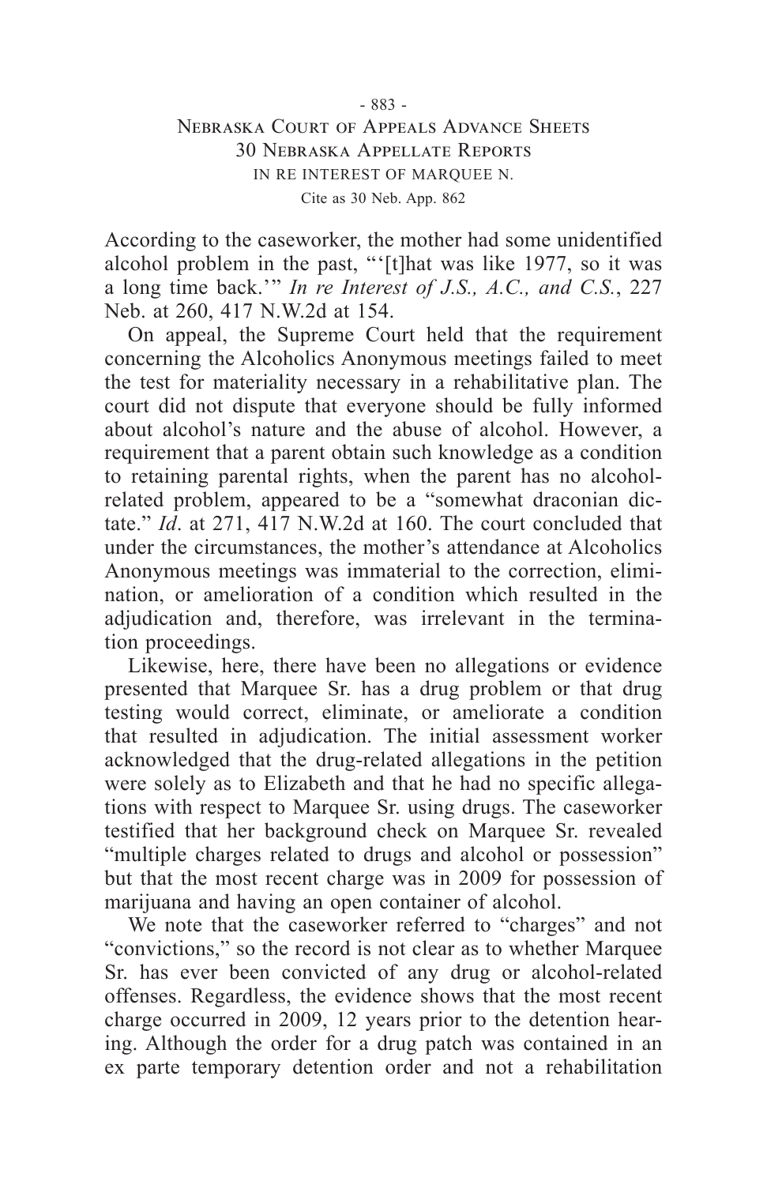According to the caseworker, the mother had some unidentified alcohol problem in the past, "'[t]hat was like 1977, so it was a long time back.'" *In re Interest of J.S., A.C., and C.S.*, 227 Neb. at 260, 417 N.W.2d at 154.

On appeal, the Supreme Court held that the requirement concerning the Alcoholics Anonymous meetings failed to meet the test for materiality necessary in a rehabilitative plan. The court did not dispute that everyone should be fully informed about alcohol's nature and the abuse of alcohol. However, a requirement that a parent obtain such knowledge as a condition to retaining parental rights, when the parent has no alcohol-related problem, appeared to be a "somewhat draconian dictate." *Id*. at 271, 417 N.W.2d at 160. The court concluded that under the circumstances, the mother's attendance at Alcoholics Anonymous meetings was immaterial to the correction, elimination, or amelioration of a condition which resulted in the adjudication and, therefore, was irrelevant in the termination proceedings.

Likewise, here, there have been no allegations or evidence presented that Marquee Sr. has a drug problem or that drug testing would correct, eliminate, or ameliorate a condition that resulted in adjudication. The initial assessment worker acknowledged that the drug-related allegations in the petition were solely as to Elizabeth and that he had no specific allegations with respect to Marquee Sr. using drugs. The caseworker testified that her background check on Marquee Sr. revealed "multiple charges related to drugs and alcohol or possession" but that the most recent charge was in 2009 for possession of marijuana and having an open container of alcohol.

We note that the caseworker referred to "charges" and not "convictions," so the record is not clear as to whether Marquee Sr. has ever been convicted of any drug or alcohol-related offenses. Regardless, the evidence shows that the most recent charge occurred in 2009, 12 years prior to the detention hearing. Although the order for a drug patch was contained in an ex parte temporary detention order and not a rehabilitation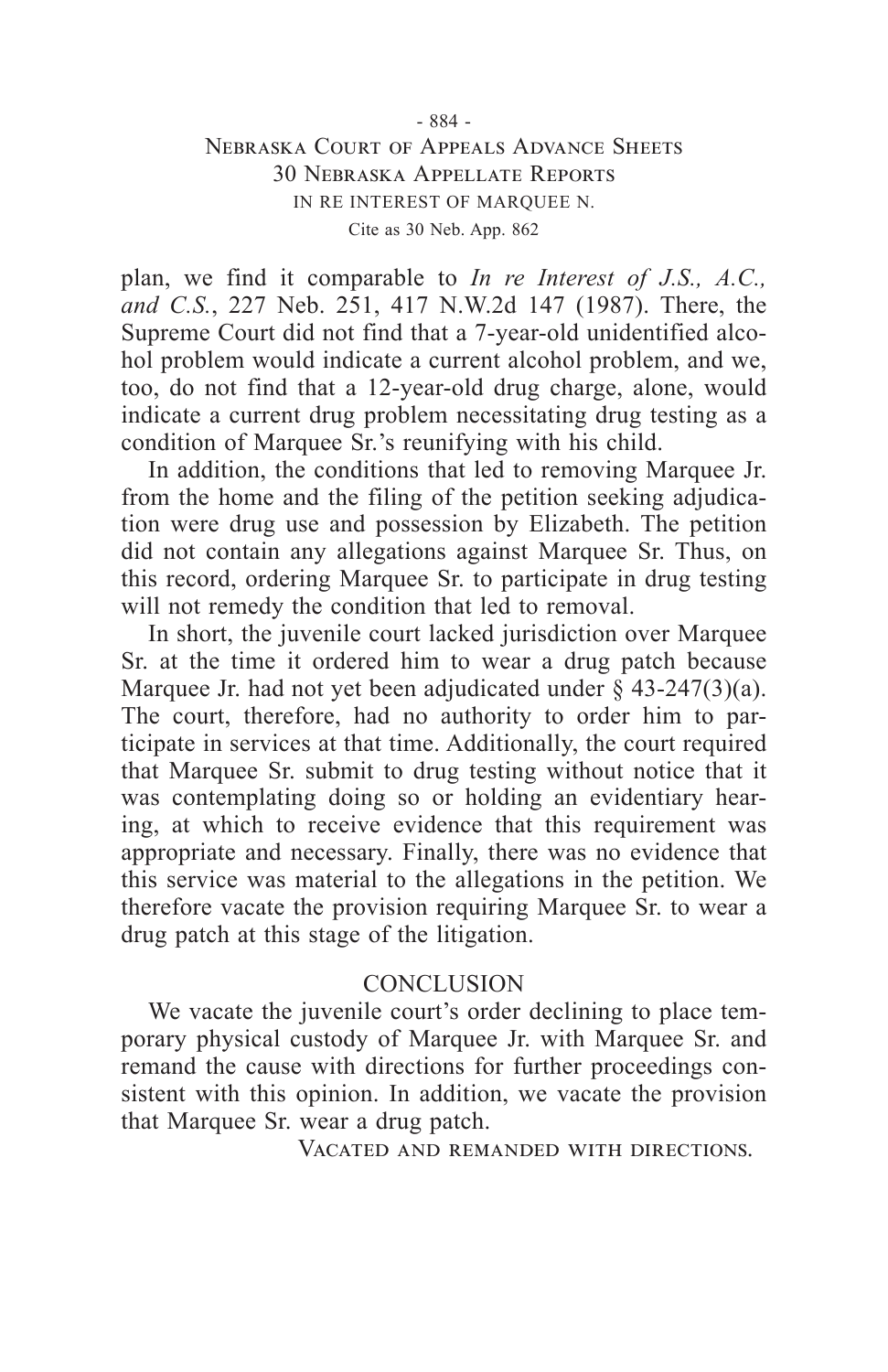plan, we find it comparable to *In re Interest of J.S., A.C., and C.S.*, 227 Neb. 251, 417 N.W.2d 147 (1987). There, the Supreme Court did not find that a 7-year-old unidentified alcohol problem would indicate a current alcohol problem, and we, too, do not find that a 12-year-old drug charge, alone, would indicate a current drug problem necessitating drug testing as a condition of Marquee Sr.'s reunifying with his child.

In addition, the conditions that led to removing Marquee Jr. from the home and the filing of the petition seeking adjudication were drug use and possession by Elizabeth. The petition did not contain any allegations against Marquee Sr. Thus, on this record, ordering Marquee Sr. to participate in drug testing will not remedy the condition that led to removal.

In short, the juvenile court lacked jurisdiction over Marquee Sr. at the time it ordered him to wear a drug patch because Marquee Jr. had not yet been adjudicated under § 43-247(3)(a). The court, therefore, had no authority to order him to participate in services at that time. Additionally, the court required that Marquee Sr. submit to drug testing without notice that it was contemplating doing so or holding an evidentiary hearing, at which to receive evidence that this requirement was appropriate and necessary. Finally, there was no evidence that this service was material to the allegations in the petition. We therefore vacate the provision requiring Marquee Sr. to wear a drug patch at this stage of the litigation.

## CONCLUSION

We vacate the juvenile court's order declining to place temporary physical custody of Marquee Jr. with Marquee Sr. and remand the cause with directions for further proceedings consistent with this opinion. In addition, we vacate the provision that Marquee Sr. wear a drug patch.

Vacated and remanded with directions.